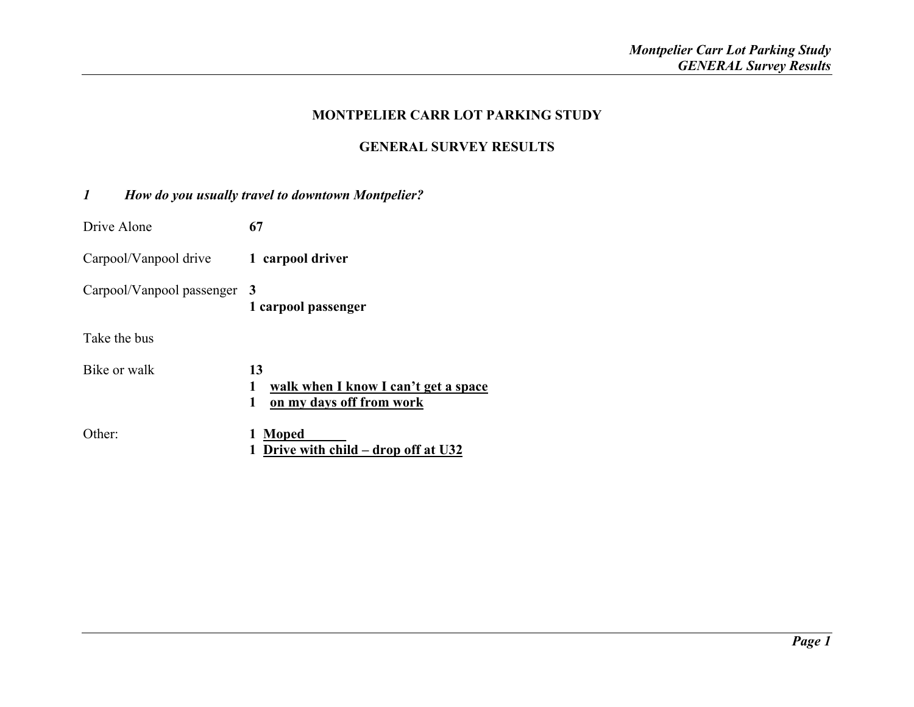# MONTPELIER CARR LOT PARKING STUDY

## GENERAL SURVEY RESULTS

### *1 How do you usually travel to downtown Montpelier?*

| | |
|---|---|
| Drive Alone | **67** |
| Carpool/Vanpool drive | **1 carpool driver** |
| Carpool/Vanpool passenger | **3**<br>**1 carpool passenger** |
| Take the bus | |
| Bike or walk | **13**<br>**1 walk when I know I can't get a space**<br>**1 on my days off from work** |
| Other: | **1 Moped**<br>**1 Drive with child – drop off at U32** |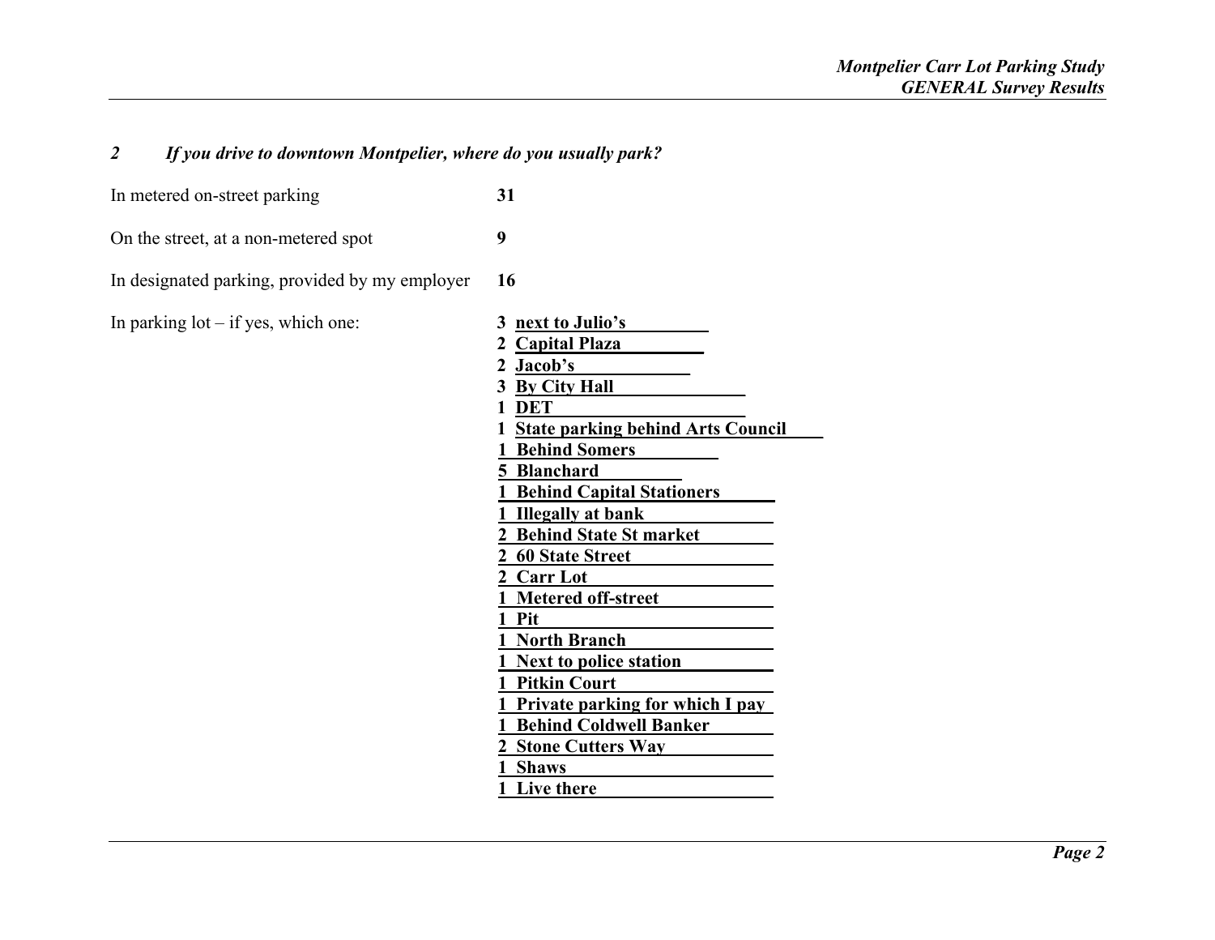## *2 If you drive to downtown Montpelier, where do you usually park?*

| | |
|---|---|
| In metered on-street parking | **31** |
| On the street, at a non-metered spot | **9** |
| In designated parking, provided by my employer | **16** |
| In parking lot – if yes, which one: | **3 next to Julio's** |
| | **2 Capital Plaza** |
| | **2 Jacob's** |
| | **3 By City Hall** |
| | **1 DET** |
| | **1 State parking behind Arts Council** |
| | **1 Behind Somers** |
| | **5 Blanchard** |
| | **1 Behind Capital Stationers** |
| | **1 Illegally at bank** |
| | **2 Behind State St market** |
| | **2 60 State Street** |
| | **2 Carr Lot** |
| | **1 Metered off-street** |
| | **1 Pit** |
| | **1 North Branch** |
| | **1 Next to police station** |
| | **1 Pitkin Court** |
| | **1 Private parking for which I pay** |
| | **1 Behind Coldwell Banker** |
| | **2 Stone Cutters Way** |
| | **1 Shaws** |
| | **1 Live there** |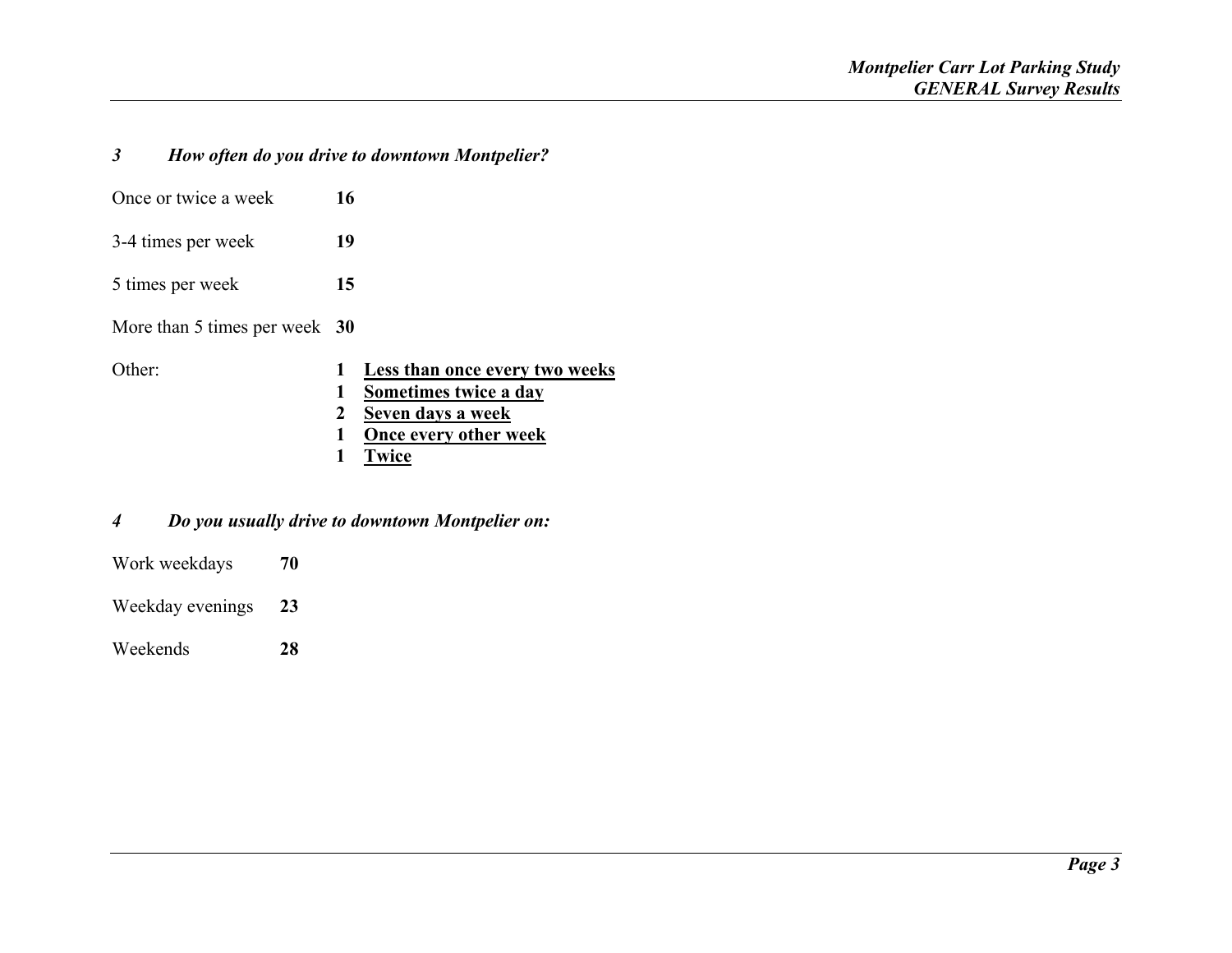### *3 How often do you drive to downtown Montpelier?*

| | |
|---|---|
| Once or twice a week | **16** |
| 3-4 times per week | **19** |
| 5 times per week | **15** |
| More than 5 times per week | **30** |
| Other: | **1 Less than once every two weeks** |
| | **1 Sometimes twice a day** |
| | **2 Seven days a week** |
| | **1 Once every other week** |
| | **1 Twice** |

### *4 Do you usually drive to downtown Montpelier on:*

| | |
|---|---|
| Work weekdays | **70** |
| Weekday evenings | **23** |
| Weekends | **28** |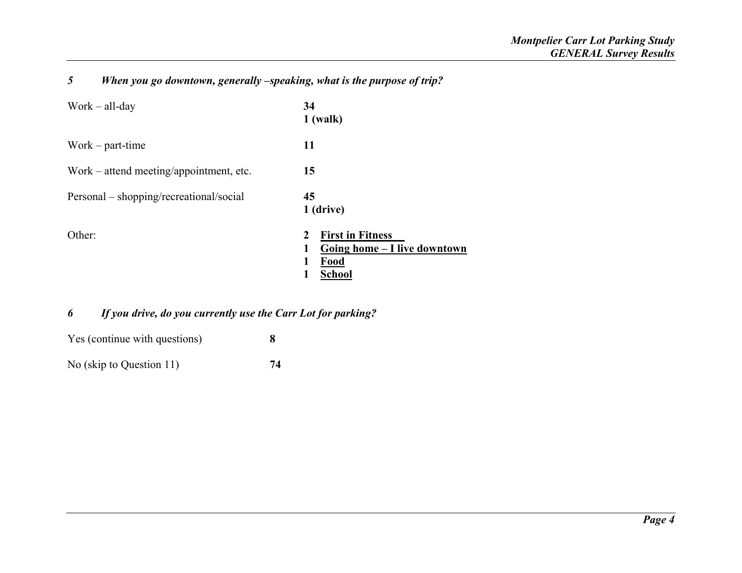### *5 When you go downtown, generally –speaking, what is the purpose of trip?*

| | |
|---|---|
| Work – all-day | **34**<br>**1 (walk)** |
| Work – part-time | **11** |
| Work – attend meeting/appointment, etc. | **15** |
| Personal – shopping/recreational/social | **45**<br>**1 (drive)** |
| Other: | **2 First in Fitness**<br>**1 Going home – I live downtown**<br>**1 Food**<br>**1 School** |

### *6 If you drive, do you currently use the Carr Lot for parking?*

| | |
|---|---|
| Yes (continue with questions) | **8** |
| No (skip to Question 11) | **74** |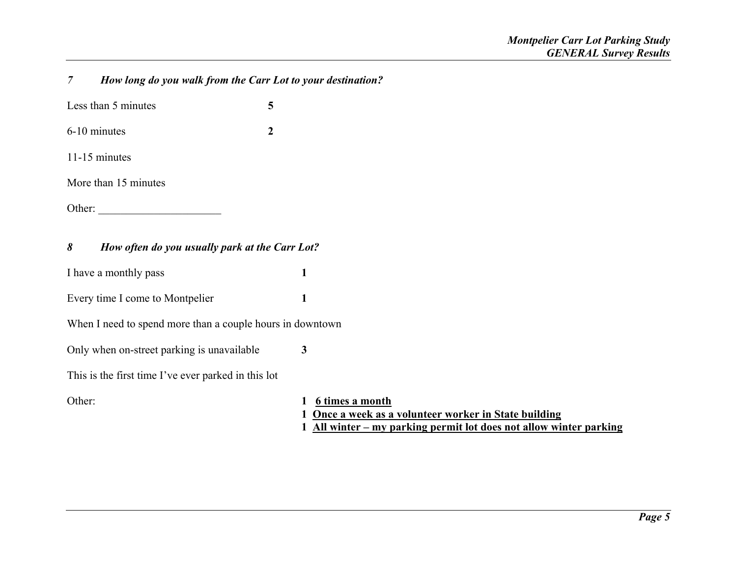### *7 How long do you walk from the Carr Lot to your destination?*

| | |
|---|---|
| Less than 5 minutes | **5** |
| 6-10 minutes | **2** |
| 11-15 minutes | |
| More than 15 minutes | |
| Other: ______________________ | |

### *8 How often do you usually park at the Carr Lot?*

| | |
|---|---|
| I have a monthly pass | **1** |
| Every time I come to Montpelier | **1** |
| When I need to spend more than a couple hours in downtown | |
| Only when on-street parking is unavailable | **3** |
| This is the first time I've ever parked in this lot | |
| Other: | **1 6 times a month** |
| | **1 Once a week as a volunteer worker in State building** |
| | **1 All winter – my parking permit lot does not allow winter parking** |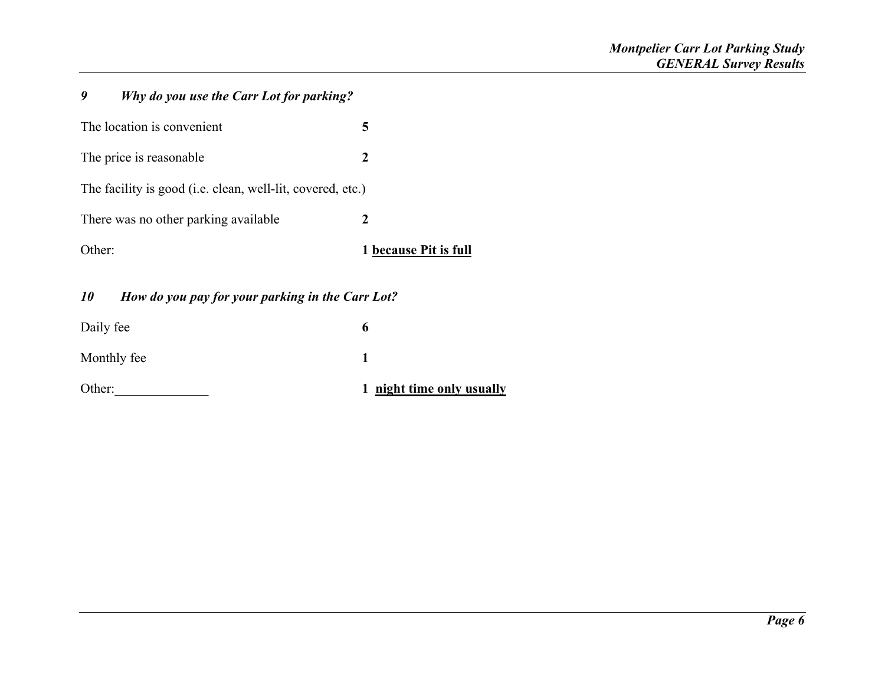### *9 Why do you use the Carr Lot for parking?*

| | |
|---|---|
| The location is convenient | **5** |
| The price is reasonable | **2** |
| The facility is good (i.e. clean, well-lit, covered, etc.) | |
| There was no other parking available | **2** |
| Other: | **1 because Pit is full** |

### *10 How do you pay for your parking in the Carr Lot?*

| | |
|---|---|
| Daily fee | **6** |
| Monthly fee | **1** |
| Other:______________ | **1 night time only usually** |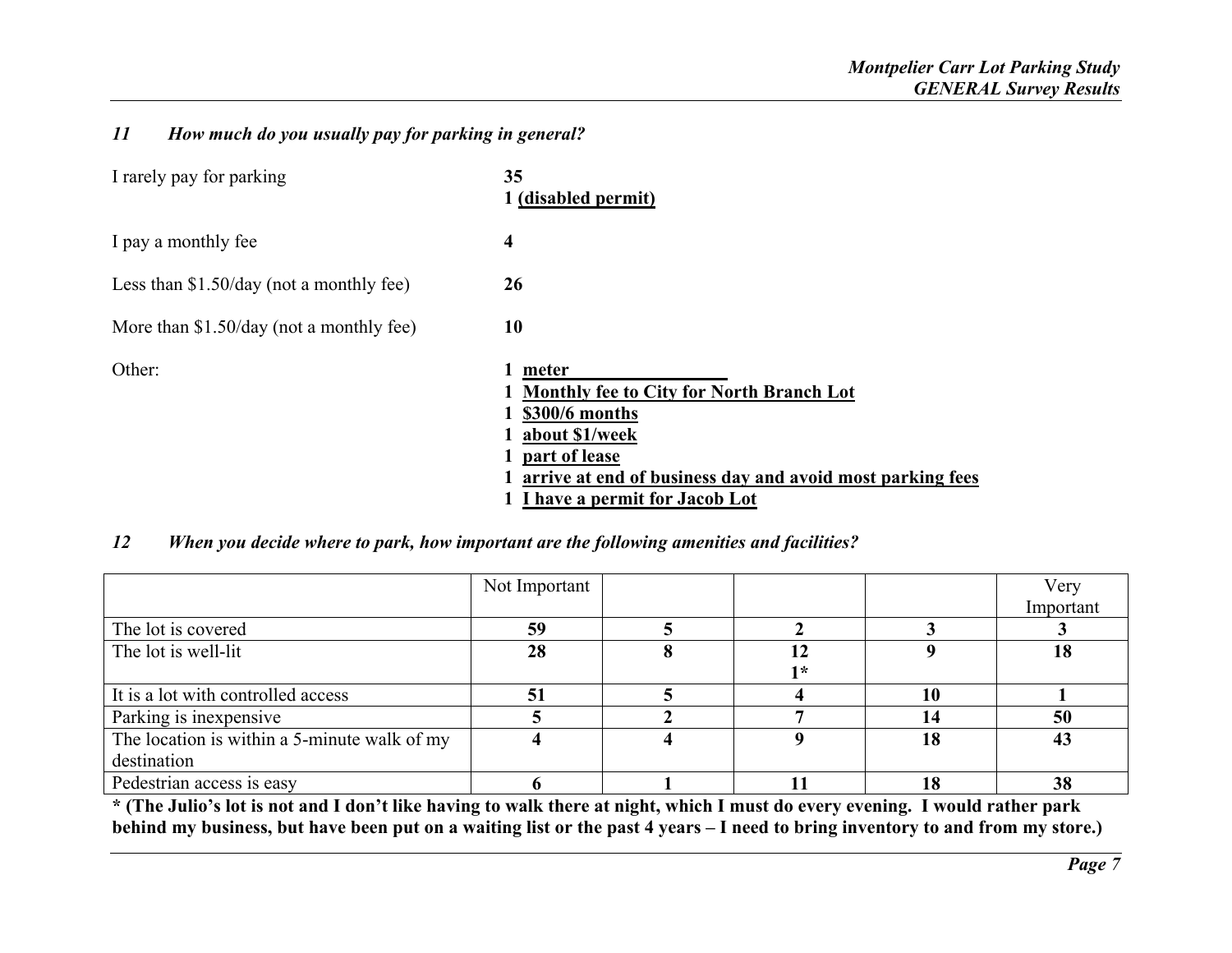### *11 How much do you usually pay for parking in general?*

| | |
|---|---|
| I rarely pay for parking | **35**<br>**1 (disabled permit)** |
| I pay a monthly fee | **4** |
| Less than $1.50/day (not a monthly fee) | **26** |
| More than $1.50/day (not a monthly fee) | **10** |
| Other: | **1 meter**<br>**1 Monthly fee to City for North Branch Lot**<br>**1 $300/6 months**<br>**1 about $1/week**<br>**1 part of lease**<br>**1 arrive at end of business day and avoid most parking fees**<br>**1 I have a permit for Jacob Lot** |

### *12 When you decide where to park, how important are the following amenities and facilities?*

| | Not Important | | | | Very Important |
|---|---|---|---|---|---|
| The lot is covered | **59** | **5** | **2** | **3** | **3** |
| The lot is well-lit | **28** | **8** | **12**<br>**1*** | **9** | **18** |
| It is a lot with controlled access | **51** | **5** | **4** | **10** | **1** |
| Parking is inexpensive | **5** | **2** | **7** | **14** | **50** |
| The location is within a 5-minute walk of my destination | **4** | **4** | **9** | **18** | **43** |
| Pedestrian access is easy | **6** | **1** | **11** | **18** | **38** |

**\* (The Julio's lot is not and I don't like having to walk there at night, which I must do every evening. I would rather park behind my business, but have been put on a waiting list or the past 4 years – I need to bring inventory to and from my store.)**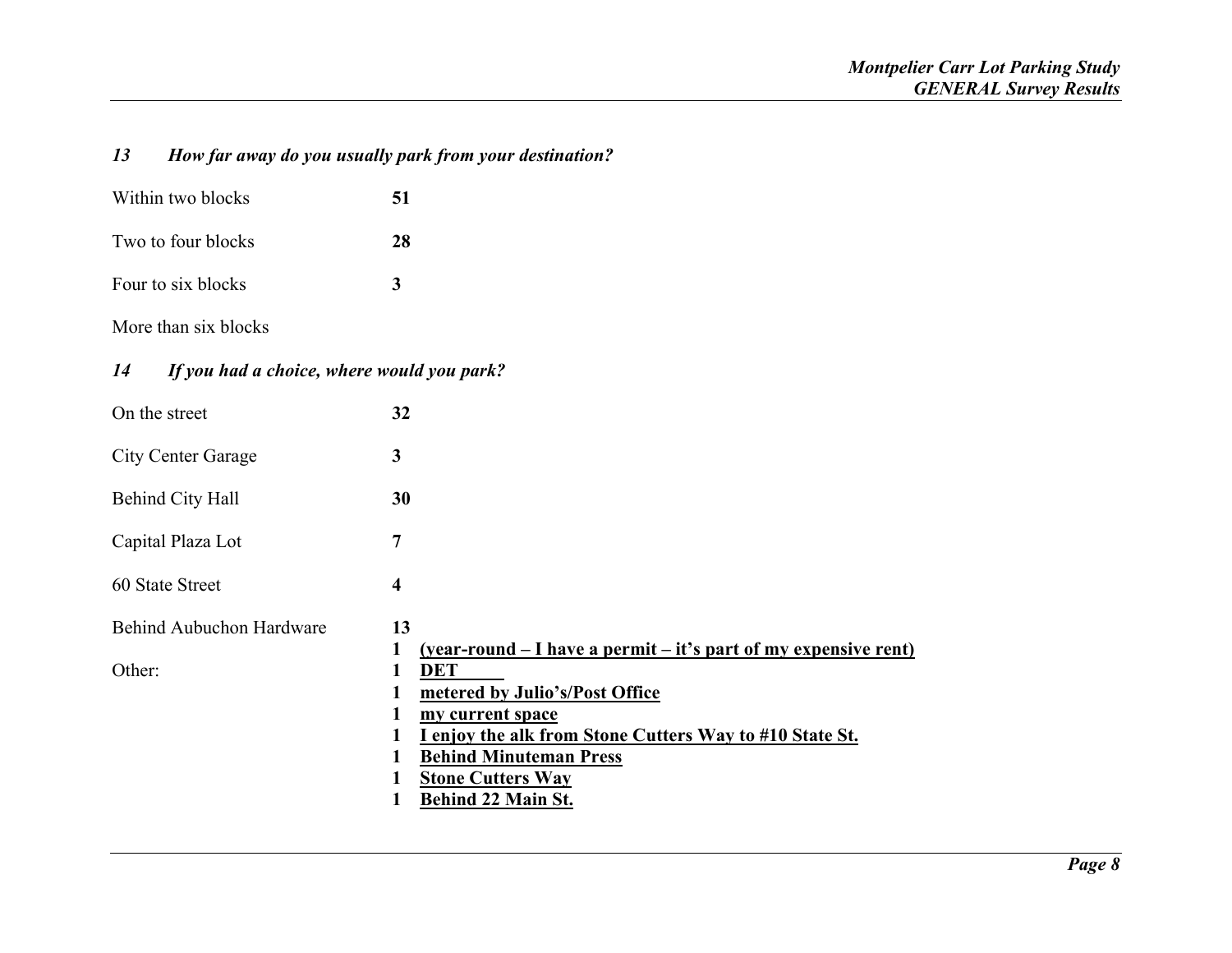### *13 How far away do you usually park from your destination?*

| | |
|---|---|
| Within two blocks | **51** |
| Two to four blocks | **28** |
| Four to six blocks | **3** |
| More than six blocks | |

### *14 If you had a choice, where would you park?*

| | | |
|---|---|---|
| On the street | **32** | |
| City Center Garage | **3** | |
| Behind City Hall | **30** | |
| Capital Plaza Lot | **7** | |
| 60 State Street | **4** | |
| Behind Aubuchon Hardware | **13** | |
| | **1** | **(year-round – I have a permit – it's part of my expensive rent)** |
| Other: | **1** | **DET** |
| | **1** | **metered by Julio's/Post Office** |
| | **1** | **my current space** |
| | **1** | **I enjoy the alk from Stone Cutters Way to #10 State St.** |
| | **1** | **Behind Minuteman Press** |
| | **1** | **Stone Cutters Way** |
| | **1** | **Behind 22 Main St.** |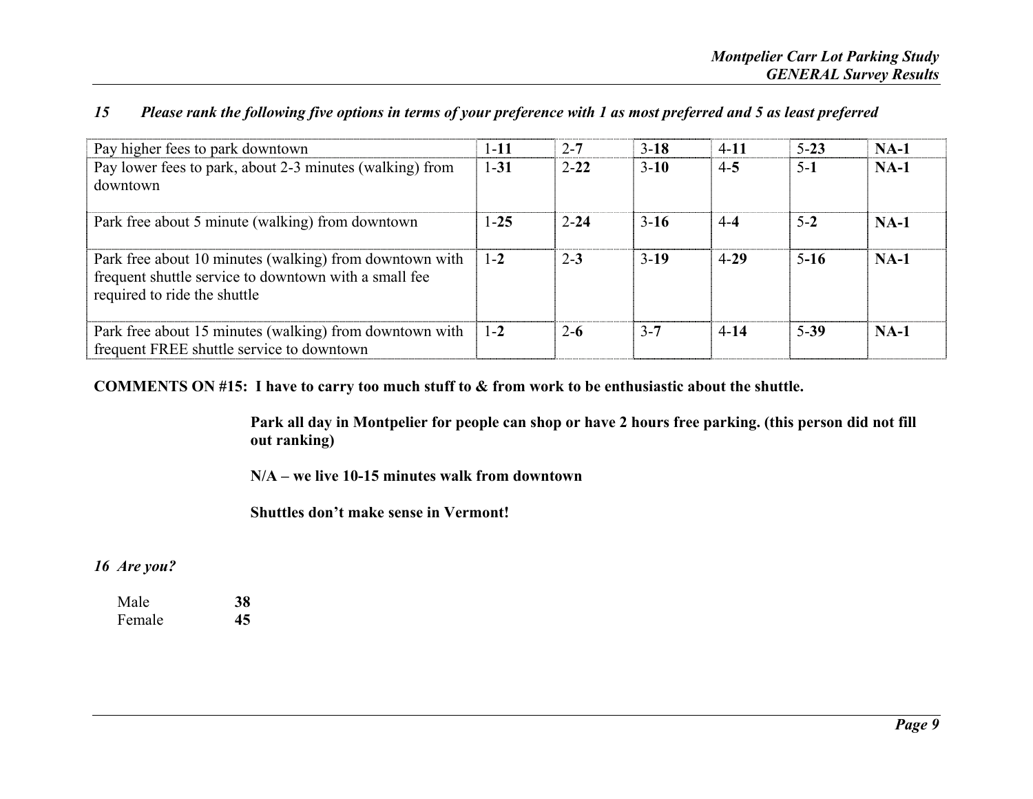*15 Please rank the following five options in terms of your preference with 1 as most preferred and 5 as least preferred*

| | | | | | | |
|---|---|---|---|---|---|---|
| Pay higher fees to park downtown | 1-**11** | 2-**7** | 3-**18** | 4-**11** | 5-**23** | **NA-1** |
| Pay lower fees to park, about 2-3 minutes (walking) from downtown | 1-**31** | 2-**22** | 3-**10** | 4-**5** | 5-**1** | **NA-1** |
| Park free about 5 minute (walking) from downtown | 1-**25** | 2-**24** | 3-**16** | 4-**4** | 5-**2** | **NA-1** |
| Park free about 10 minutes (walking) from downtown with frequent shuttle service to downtown with a small fee required to ride the shuttle | 1-**2** | 2-**3** | 3-**19** | 4-**29** | 5-**16** | **NA-1** |
| Park free about 15 minutes (walking) from downtown with frequent FREE shuttle service to downtown | 1-**2** | 2-**6** | 3-**7** | 4-**14** | 5-**39** | **NA-1** |

**COMMENTS ON #15: I have to carry too much stuff to & from work to be enthusiastic about the shuttle.**

**Park all day in Montpelier for people can shop or have 2 hours free parking. (this person did not fill out ranking)**

**N/A – we live 10-15 minutes walk from downtown**

**Shuttles don't make sense in Vermont!**

*16 Are you?*

| | |
|---|---|
| Male | **38** |
| Female | **45** |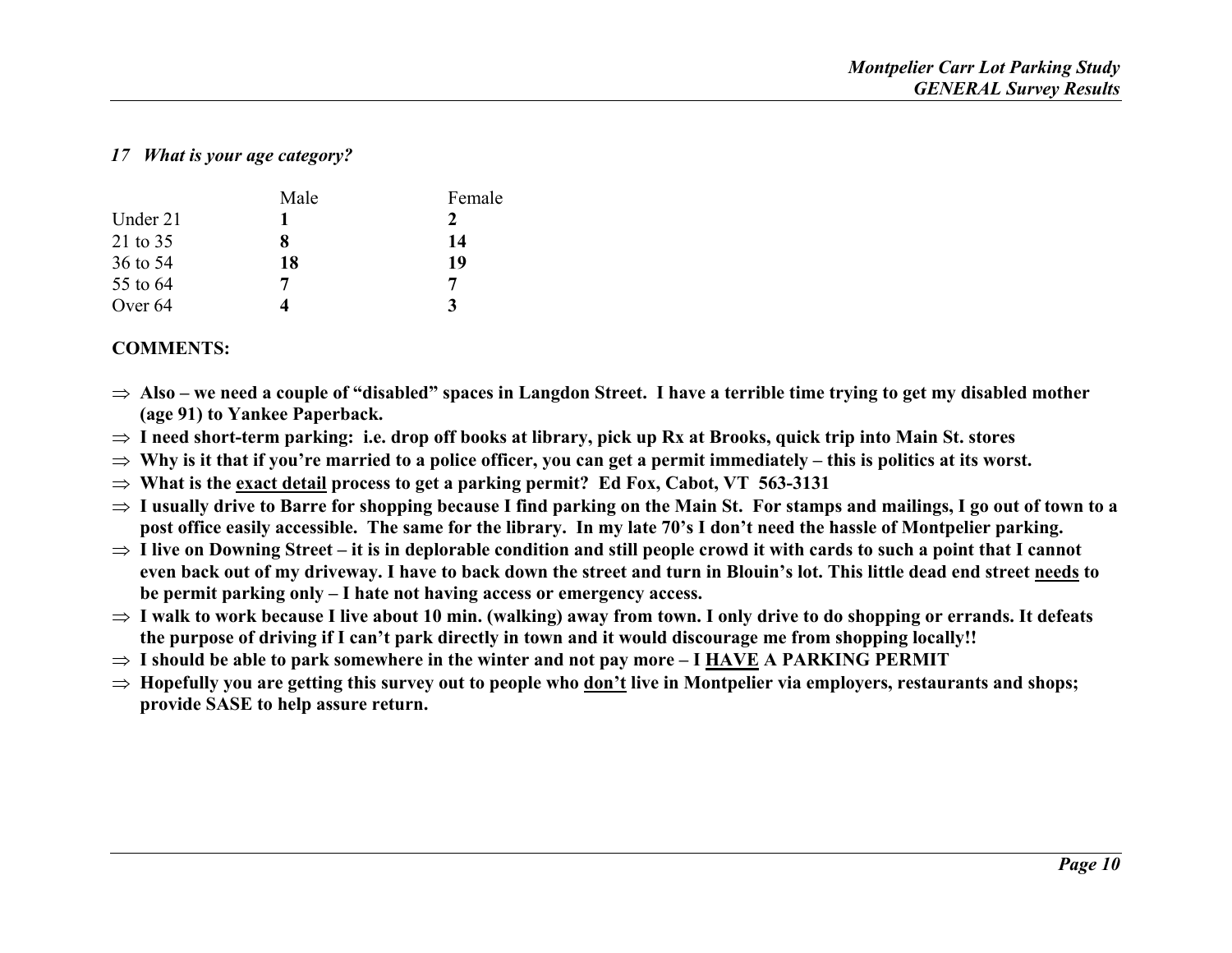### *17 What is your age category?*

| | Male | Female |
|---|---|---|
| Under 21 | **1** | **2** |
| 21 to 35 | **8** | **14** |
| 36 to 54 | **18** | **19** |
| 55 to 64 | **7** | **7** |
| Over 64 | **4** | **3** |

**COMMENTS:**

- ⇒ **Also – we need a couple of "disabled" spaces in Langdon Street. I have a terrible time trying to get my disabled mother (age 91) to Yankee Paperback.**
- ⇒ **I need short-term parking: i.e. drop off books at library, pick up Rx at Brooks, quick trip into Main St. stores**
- ⇒ **Why is it that if you're married to a police officer, you can get a permit immediately – this is politics at its worst.**
- ⇒ **What is the <u>exact detail</u> process to get a parking permit? Ed Fox, Cabot, VT 563-3131**
- ⇒ **I usually drive to Barre for shopping because I find parking on the Main St. For stamps and mailings, I go out of town to a post office easily accessible. The same for the library. In my late 70's I don't need the hassle of Montpelier parking.**
- ⇒ **I live on Downing Street – it is in deplorable condition and still people crowd it with cards to such a point that I cannot even back out of my driveway. I have to back down the street and turn in Blouin's lot. This little dead end street <u>needs</u> to be permit parking only – I hate not having access or emergency access.**
- ⇒ **I walk to work because I live about 10 min. (walking) away from town. I only drive to do shopping or errands. It defeats the purpose of driving if I can't park directly in town and it would discourage me from shopping locally!!**
- ⇒ **I should be able to park somewhere in the winter and not pay more – I <u>HAVE</u> A PARKING PERMIT**
- ⇒ **Hopefully you are getting this survey out to people who <u>don't</u> live in Montpelier via employers, restaurants and shops; provide SASE to help assure return.**